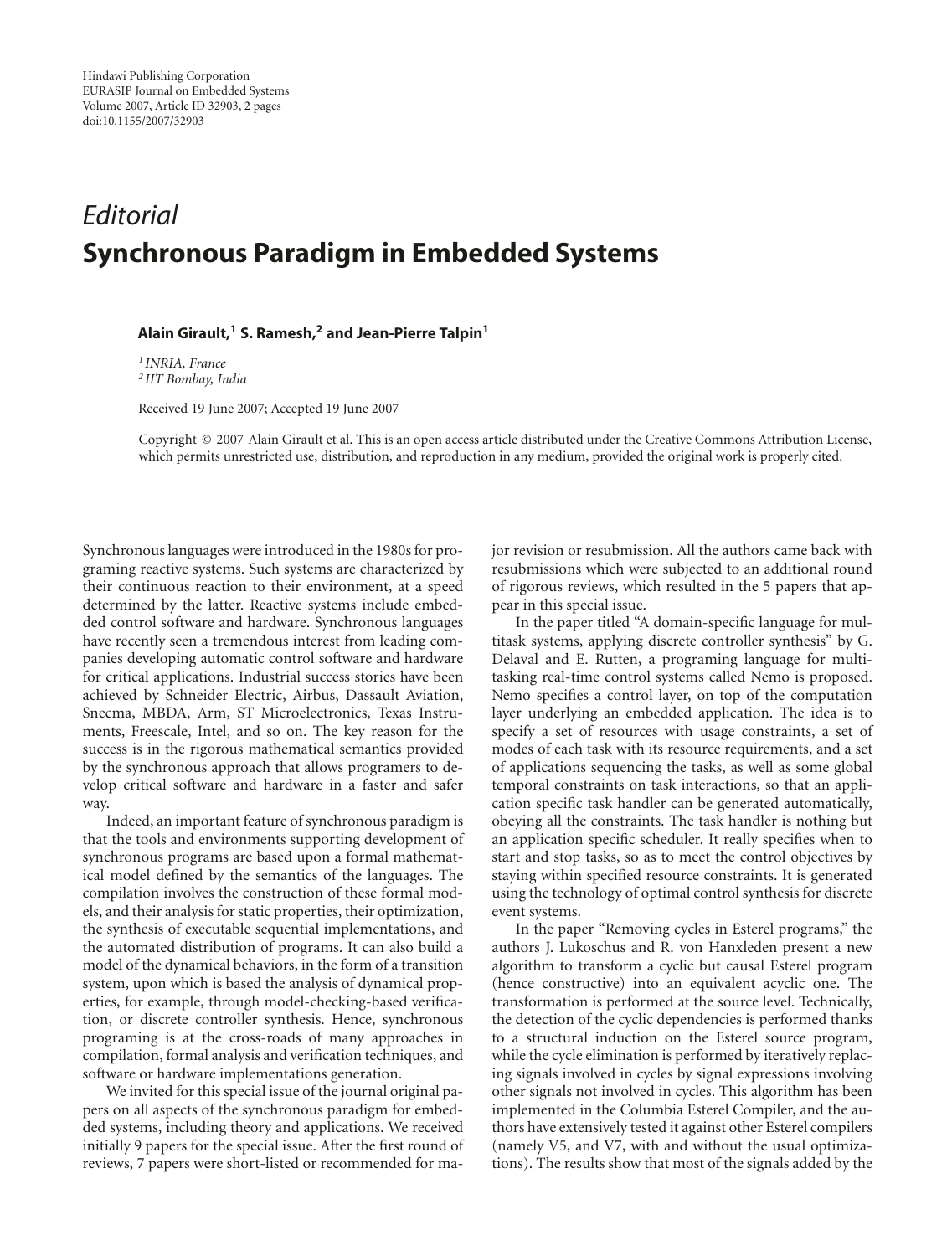Hindawi Publishing Corporation
EURASIP Journal on Embedded Systems
Volume 2007, Article ID 32903, 2 pages
doi:10.1155/2007/32903

*Editorial*

# Synchronous Paradigm in Embedded Systems

**Alain Girault,[1] S. Ramesh,[2] and Jean-Pierre Talpin[1]**

[1] *INRIA, France*
[2] *IIT Bombay, India*

Received 19 June 2007; Accepted 19 June 2007

Copyright © 2007 Alain Girault et al. This is an open access article distributed under the Creative Commons Attribution License, which permits unrestricted use, distribution, and reproduction in any medium, provided the original work is properly cited.

Synchronous languages were introduced in the 1980s for programing reactive systems. Such systems are characterized by their continuous reaction to their environment, at a speed determined by the latter. Reactive systems include embedded control software and hardware. Synchronous languages have recently seen a tremendous interest from leading companies developing automatic control software and hardware for critical applications. Industrial success stories have been achieved by Schneider Electric, Airbus, Dassault Aviation, Snecma, MBDA, Arm, ST Microelectronics, Texas Instruments, Freescale, Intel, and so on. The key reason for the success is in the rigorous mathematical semantics provided by the synchronous approach that allows programers to develop critical software and hardware in a faster and safer way.

Indeed, an important feature of synchronous paradigm is that the tools and environments supporting development of synchronous programs are based upon a formal mathematical model defined by the semantics of the languages. The compilation involves the construction of these formal models, and their analysis for static properties, their optimization, the synthesis of executable sequential implementations, and the automated distribution of programs. It can also build a model of the dynamical behaviors, in the form of a transition system, upon which is based the analysis of dynamical properties, for example, through model-checking-based verification, or discrete controller synthesis. Hence, synchronous programing is at the cross-roads of many approaches in compilation, formal analysis and verification techniques, and software or hardware implementations generation.

We invited for this special issue of the journal original papers on all aspects of the synchronous paradigm for embedded systems, including theory and applications. We received initially 9 papers for the special issue. After the first round of reviews, 7 papers were short-listed or recommended for major revision or resubmission. All the authors came back with resubmissions which were subjected to an additional round of rigorous reviews, which resulted in the 5 papers that appear in this special issue.

In the paper titled "A domain-specific language for multitask systems, applying discrete controller synthesis" by G. Delaval and E. Rutten, a programing language for multitasking real-time control systems called Nemo is proposed. Nemo specifies a control layer, on top of the computation layer underlying an embedded application. The idea is to specify a set of resources with usage constraints, a set of modes of each task with its resource requirements, and a set of applications sequencing the tasks, as well as some global temporal constraints on task interactions, so that an application specific task handler can be generated automatically, obeying all the constraints. The task handler is nothing but an application specific scheduler. It really specifies when to start and stop tasks, so as to meet the control objectives by staying within specified resource constraints. It is generated using the technology of optimal control synthesis for discrete event systems.

In the paper "Removing cycles in Esterel programs," the authors J. Lukoschus and R. von Hanxleden present a new algorithm to transform a cyclic but causal Esterel program (hence constructive) into an equivalent acyclic one. The transformation is performed at the source level. Technically, the detection of the cyclic dependencies is performed thanks to a structural induction on the Esterel source program, while the cycle elimination is performed by iteratively replacing signals involved in cycles by signal expressions involving other signals not involved in cycles. This algorithm has been implemented in the Columbia Esterel Compiler, and the authors have extensively tested it against other Esterel compilers (namely V5, and V7, with and without the usual optimizations). The results show that most of the signals added by the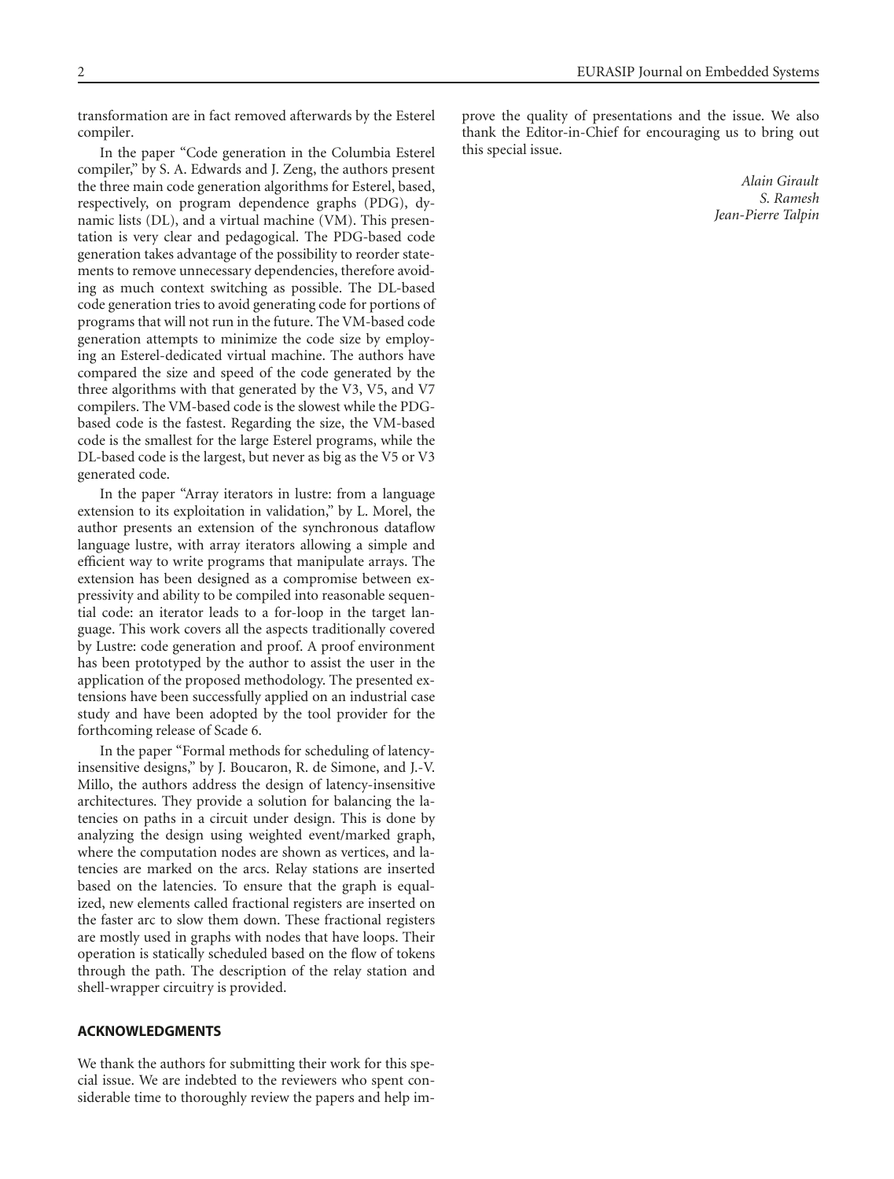transformation are in fact removed afterwards by the Esterel compiler.

In the paper "Code generation in the Columbia Esterel compiler," by S. A. Edwards and J. Zeng, the authors present the three main code generation algorithms for Esterel, based, respectively, on program dependence graphs (PDG), dynamic lists (DL), and a virtual machine (VM). This presentation is very clear and pedagogical. The PDG-based code generation takes advantage of the possibility to reorder statements to remove unnecessary dependencies, therefore avoiding as much context switching as possible. The DL-based code generation tries to avoid generating code for portions of programs that will not run in the future. The VM-based code generation attempts to minimize the code size by employing an Esterel-dedicated virtual machine. The authors have compared the size and speed of the code generated by the three algorithms with that generated by the V3, V5, and V7 compilers. The VM-based code is the slowest while the PDG-based code is the fastest. Regarding the size, the VM-based code is the smallest for the large Esterel programs, while the DL-based code is the largest, but never as big as the V5 or V3 generated code.

In the paper "Array iterators in lustre: from a language extension to its exploitation in validation," by L. Morel, the author presents an extension of the synchronous dataflow language lustre, with array iterators allowing a simple and efficient way to write programs that manipulate arrays. The extension has been designed as a compromise between expressivity and ability to be compiled into reasonable sequential code: an iterator leads to a for-loop in the target language. This work covers all the aspects traditionally covered by Lustre: code generation and proof. A proof environment has been prototyped by the author to assist the user in the application of the proposed methodology. The presented extensions have been successfully applied on an industrial case study and have been adopted by the tool provider for the forthcoming release of Scade 6.

In the paper "Formal methods for scheduling of latency-insensitive designs," by J. Boucaron, R. de Simone, and J.-V. Millo, the authors address the design of latency-insensitive architectures. They provide a solution for balancing the latencies on paths in a circuit under design. This is done by analyzing the design using weighted event/marked graph, where the computation nodes are shown as vertices, and latencies are marked on the arcs. Relay stations are inserted based on the latencies. To ensure that the graph is equalized, new elements called fractional registers are inserted on the faster arc to slow them down. These fractional registers are mostly used in graphs with nodes that have loops. Their operation is statically scheduled based on the flow of tokens through the path. The description of the relay station and shell-wrapper circuitry is provided.

## ACKNOWLEDGMENTS

We thank the authors for submitting their work for this special issue. We are indebted to the reviewers who spent considerable time to thoroughly review the papers and help improve the quality of presentations and the issue. We also thank the Editor-in-Chief for encouraging us to bring out this special issue.

*Alain Girault*
*S. Ramesh*
*Jean-Pierre Talpin*